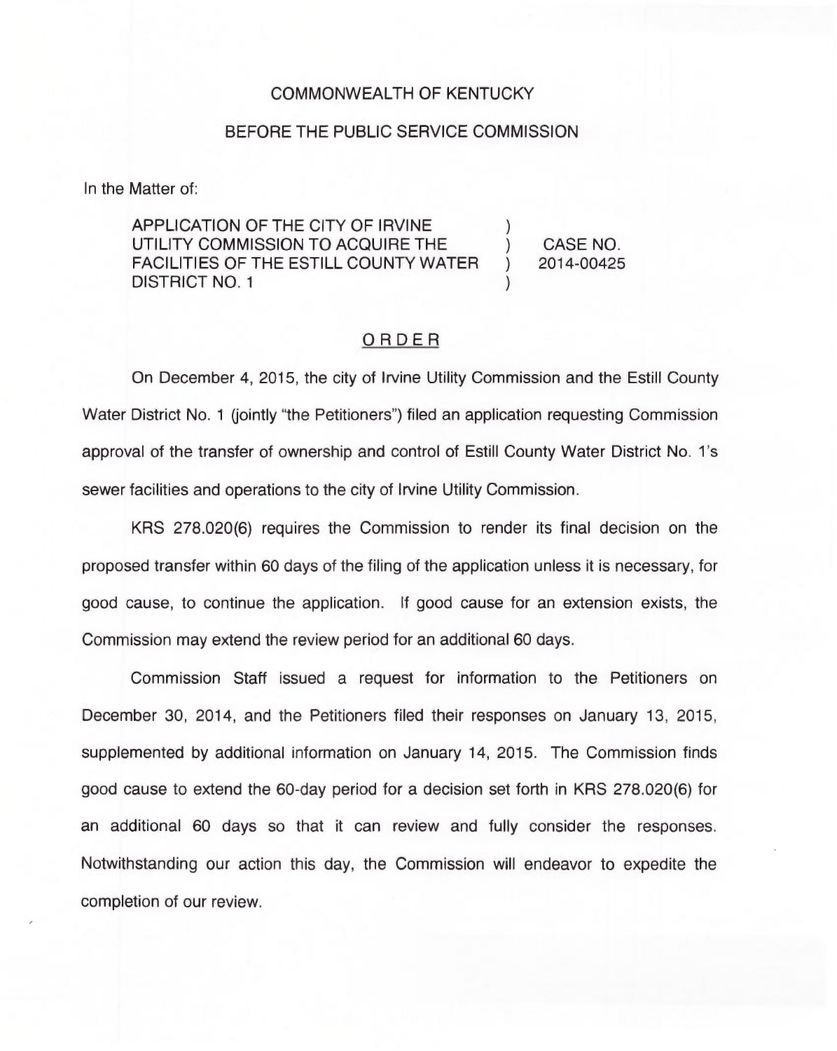COMMONWEALTH OF KENTUCKY

BEFORE THE PUBLIC SERVICE COMMISSION

In the Matter of:

| | | |
|---|---|---|
| APPLICATION OF THE CITY OF IRVINE UTILITY COMMISSION TO ACQUIRE THE FACILITIES OF THE ESTILL COUNTY WATER DISTRICT NO. 1 | ) ) ) ) | CASE NO. 2014-00425 |

## ORDER

On December 4, 2015, the city of Irvine Utility Commission and the Estill County Water District No. 1 (jointly "the Petitioners") filed an application requesting Commission approval of the transfer of ownership and control of Estill County Water District No. 1's sewer facilities and operations to the city of Irvine Utility Commission.

KRS 278.020(6) requires the Commission to render its final decision on the proposed transfer within 60 days of the filing of the application unless it is necessary, for good cause, to continue the application. If good cause for an extension exists, the Commission may extend the review period for an additional 60 days.

Commission Staff issued a request for information to the Petitioners on December 30, 2014, and the Petitioners filed their responses on January 13, 2015, supplemented by additional information on January 14, 2015. The Commission finds good cause to extend the 60-day period for a decision set forth in KRS 278.020(6) for an additional 60 days so that it can review and fully consider the responses. Notwithstanding our action this day, the Commission will endeavor to expedite the completion of our review.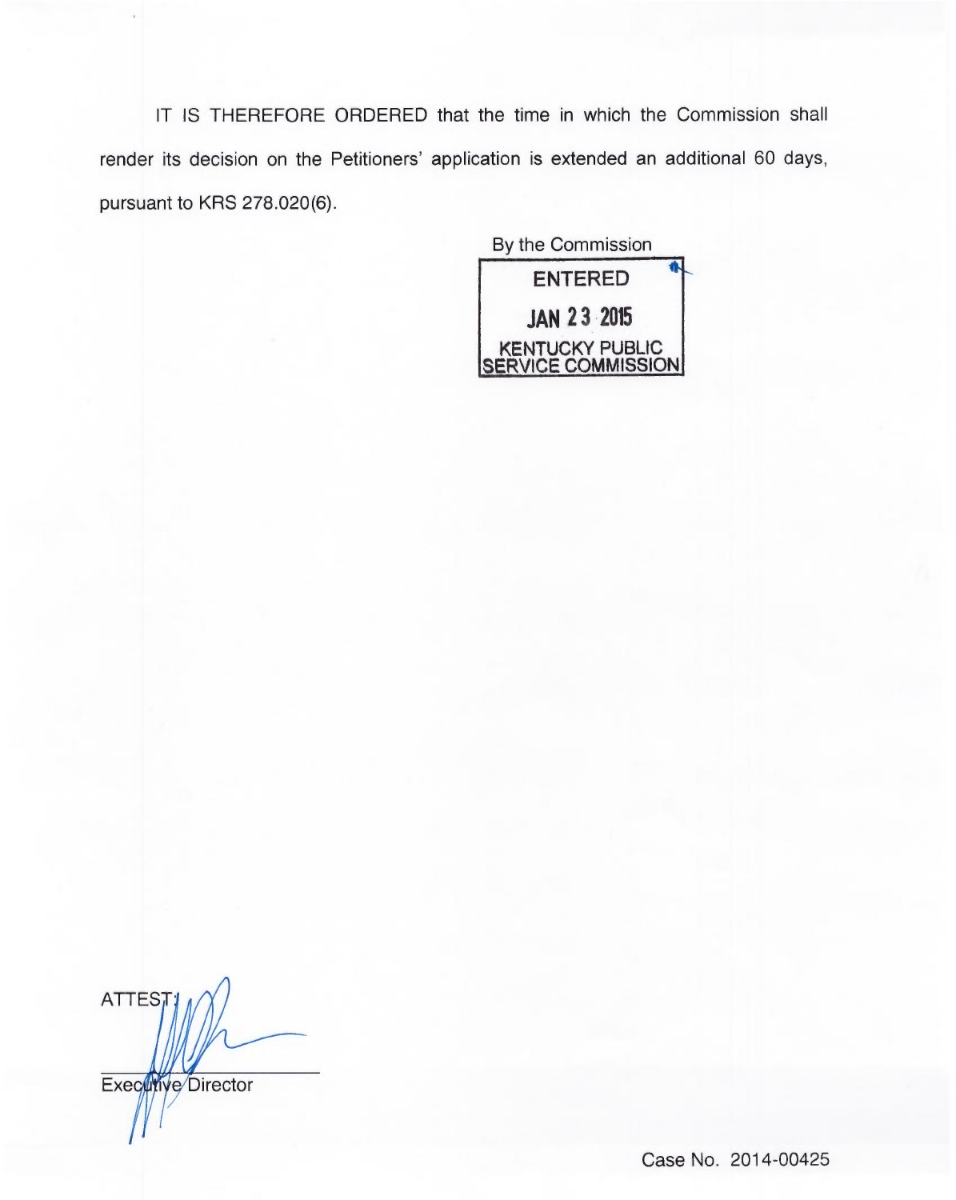IT IS THEREFORE ORDERED that the time in which the Commission shall render its decision on the Petitioners' application is extended an additional 60 days, pursuant to KRS 278.020(6).

By the Commission

ENTERED

JAN 23 2015

KENTUCKY PUBLIC SERVICE COMMISSION

ATTEST:

Executive Director

Case No. 2014-00425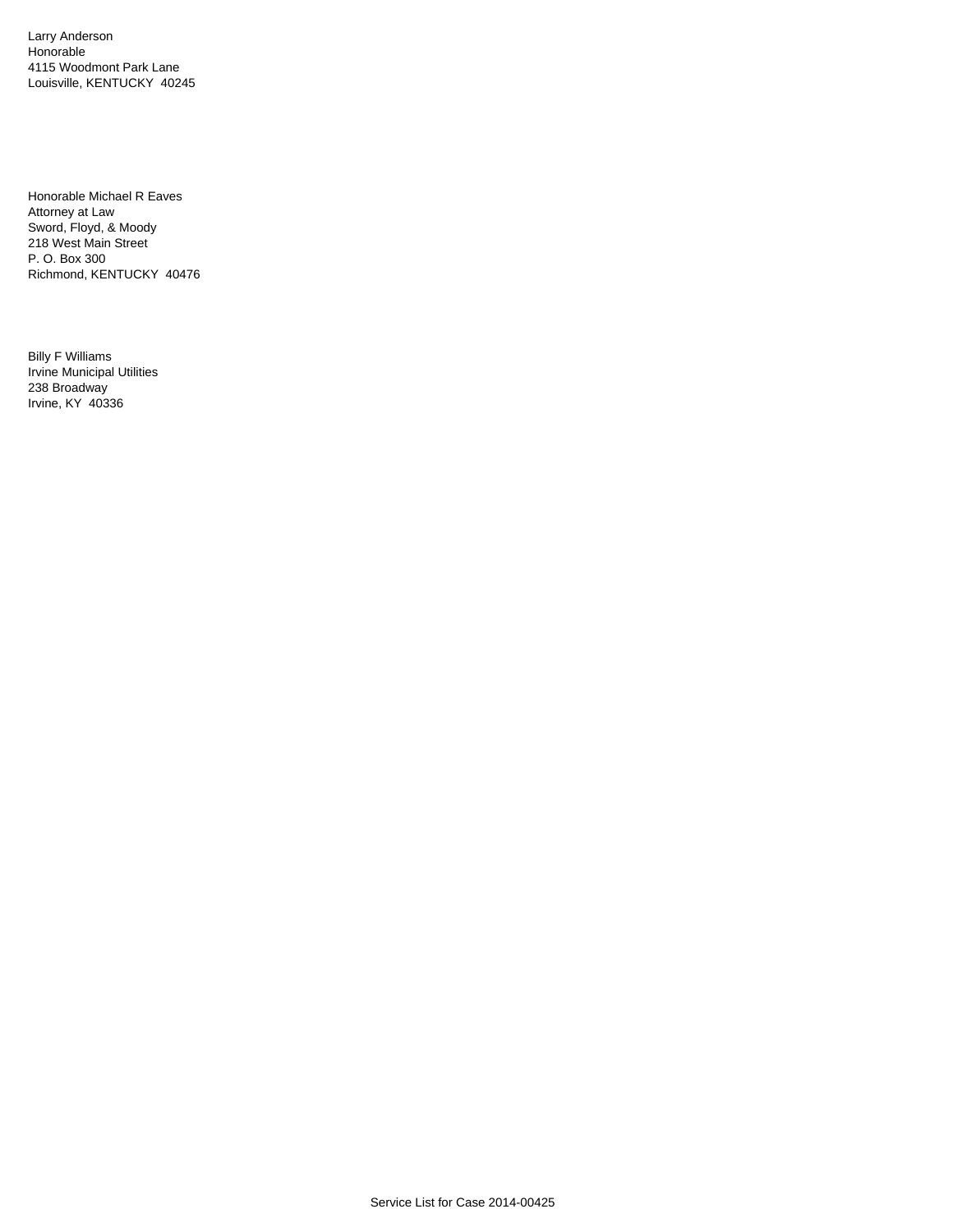Larry Anderson
Honorable
4115 Woodmont Park Lane
Louisville, KENTUCKY  40245

Honorable Michael R Eaves
Attorney at Law
Sword, Floyd, & Moody
218 West Main Street
P. O. Box 300
Richmond, KENTUCKY  40476

Billy F Williams
Irvine Municipal Utilities
238 Broadway
Irvine, KY  40336

Service List for Case 2014-00425